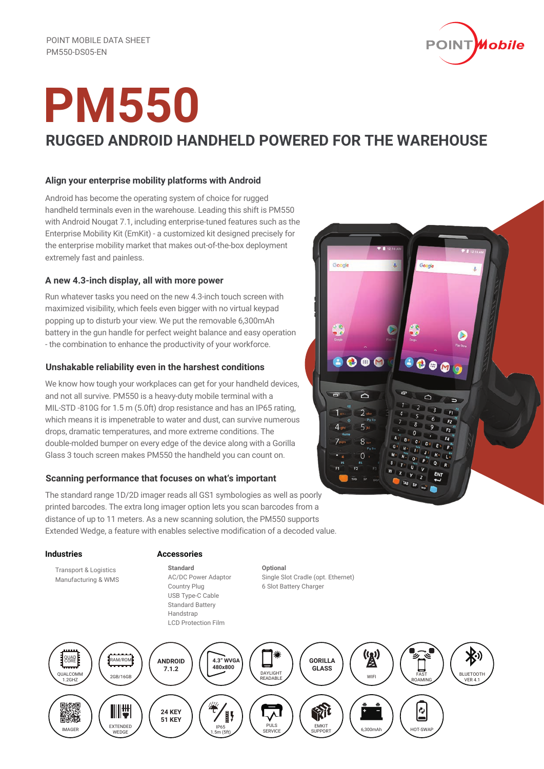POINT MOBILE DATA SHEET
PM550-DS05-EN

# PM550

## RUGGED ANDROID HANDHELD POWERED FOR THE WAREHOUSE

### Align your enterprise mobility platforms with Android

Android has become the operating system of choice for rugged handheld terminals even in the warehouse. Leading this shift is PM550 with Android Nougat 7.1, including enterprise-tuned features such as the Enterprise Mobility Kit (EmKit) - a customized kit designed precisely for the enterprise mobility market that makes out-of-the-box deployment extremely fast and painless.

### A new 4.3-inch display, all with more power

Run whatever tasks you need on the new 4.3-inch touch screen with maximized visibility, which feels even bigger with no virtual keypad popping up to disturb your view. We put the removable 6,300mAh battery in the gun handle for perfect weight balance and easy operation - the combination to enhance the productivity of your workforce.

### Unshakable reliability even in the harshest conditions

We know how tough your workplaces can get for your handheld devices, and not all survive. PM550 is a heavy-duty mobile terminal with a MIL-STD -810G for 1.5 m (5.0ft) drop resistance and has an IP65 rating, which means it is impenetrable to water and dust, can survive numerous drops, dramatic temperatures, and more extreme conditions. The double-molded bumper on every edge of the device along with a Gorilla Glass 3 touch screen makes PM550 the handheld you can count on.

### Scanning performance that focuses on what's important

The standard range 1D/2D imager reads all GS1 symbologies as well as poorly printed barcodes. The extra long imager option lets you scan barcodes from a distance of up to 11 meters. As a new scanning solution, the PM550 supports Extended Wedge, a feature with enables selective modification of a decoded value.

### Industries

Transport & Logistics
Manufacturing & WMS

### Accessories

**Standard**
AC/DC Power Adaptor
Country Plug
USB Type-C Cable
Standard Battery
Handstrap
LCD Protection Film

**Optional**
Single Slot Cradle (opt. Ethernet)
6 Slot Battery Charger

QUAD CORE QUALCOMM 1.2GHZ
RAM/ROM 2GB/16GB
ANDROID 7.1.2
4.3" WVGA 480x800
DAYLIGHT READABLE
GORILLA GLASS
WIFI
FAST ROAMING
BLUETOOTH VER 4.1
IMAGER
EXTENDED WEDGE
24 KEY 51 KEY
IP65 1.5m (5ft)
PULS SERVICE
EMKIT SUPPORT
6,300mAh
HOT-SWAP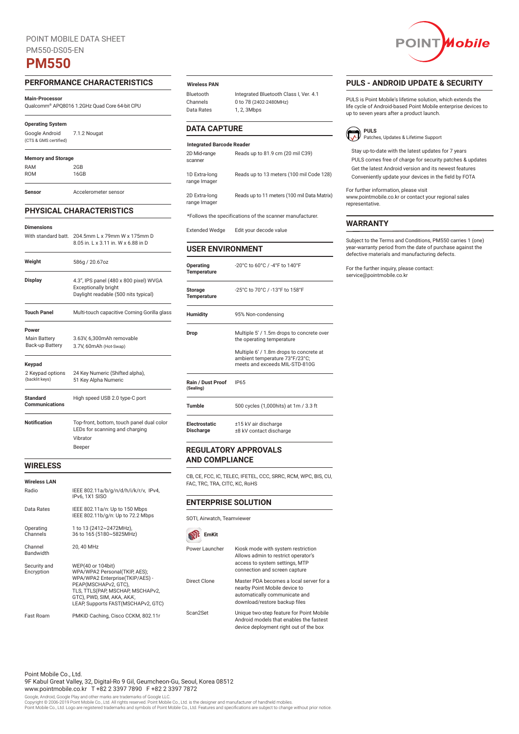POINT MOBILE DATA SHEET

PM550-DS05-EN

# PM550

## PERFORMANCE CHARACTERISTICS

**Main-Processor**

Qualcomm® APQ8016 1.2GHz Quad Core 64-bit CPU

**Operating System**

| | |
|---|---|
| Google Android (CTS & GMS certified) | 7.1.2 Nougat |

**Memory and Storage**

| | |
|---|---|
| RAM | 2GB |
| ROM | 16GB |

| | |
|---|---|
| **Sensor** | Accelerometer sensor |

## PHYSICAL CHARACTERISTICS

**Dimensions**

| | |
|---|---|
| With standard batt. | 204.5mm L x 79mm W x 175mm D<br>8.05 in. L x 3.11 in. W x 6.88 in D |

| | |
|---|---|
| **Weight** | 586g / 20.67oz |
| **Display** | 4.3", IPS panel (480 x 800 pixel) WVGA<br>Exceptionally bright<br>Daylight readable (500 nits typical) |
| **Touch Panel** | Multi-touch capacitive Corning Gorilla glass |

**Power**

| | |
|---|---|
| Main Battery | 3.63V, 6,300mAh removable |
| Back-up Battery | 3.7V, 60mAh (Hot-Swap) |

**Keypad**

| | |
|---|---|
| 2 Keypad options (backlit keys) | 24 Key Numeric (Shifted alpha),<br>51 Key Alpha Numeric |

| | |
|---|---|
| **Standard Communications** | High speed USB 2.0 type-C port |
| **Notification** | Top-front, bottom, touch panel dual color LEDs for scanning and charging<br>Vibrator<br>Beeper |

## WIRELESS

**Wireless LAN**

| | |
|---|---|
| Radio | IEEE 802.11a/b/g/n/d/h/i/k/r/v, IPv4, IPv6, 1X1 SISO |
| Data Rates | IEEE 802.11a/n: Up to 150 Mbps<br>IEEE 802.11b/g/n: Up to 72.2 Mbps |
| Operating Channels | 1 to 13 (2412~2472MHz),<br>36 to 165 (5180~5825MHz) |
| Channel Bandwidth | 20, 40 MHz |
| Security and Encryption | WEP(40 or 104bit)<br>WPA/WPA2 Personal(TKIP, AES);<br>WPA/WPA2 Enterprise(TKIP/AES) - PEAP(MSCHAPv2, GTC),<br>TLS, TTLS(PAP, MSCHAP, MSCHAPv2, GTC), PWD, SIM, AKA, AKA',<br>LEAP, Supports FAST(MSCHAPv2, GTC) |
| Fast Roam | PMKID Caching, Cisco CCKM, 802.11r |

**Wireless PAN**

| | |
|---|---|
| Bluetooth | Integrated Bluetooth Class I, Ver. 4.1 |
| Channels | 0 to 78 (2402-2480MHz) |
| Data Rates | 1, 2, 3Mbps |

## DATA CAPTURE

**Integrated Barcode Reader**

| | |
|---|---|
| 2D Mid-range scanner | Reads up to 81.9 cm (20 mil C39) |
| 1D Extra-long range Imager | Reads up to 13 meters (100 mil Code 128) |
| 2D Extra-long range Imager | Reads up to 11 meters (100 mil Data Matrix) |

*Follows the specifications of the scanner manufacturer.

| | |
|---|---|
| Extended Wedge | Edit your decode value |

## USER ENVIRONMENT

| | |
|---|---|
| **Operating Temperature** | -20°C to 60°C / -4°F to 140°F |
| **Storage Temperature** | -25°C to 70°C / -13°F to 158°F |
| **Humidity** | 95% Non-condensing |
| **Drop** | Multiple 5' / 1.5m drops to concrete over the operating temperature<br>Multiple 6' / 1.8m drops to concrete at ambient temperature 73°F/23°C; meets and exceeds MIL-STD-810G |
| **Rain / Dust Proof (Sealing)** | IP65 |
| **Tumble** | 500 cycles (1,000hits) at 1m / 3.3 ft |
| **Electrostatic Discharge** | ±15 kV air discharge<br>±8 kV contact discharge |

## REGULATORY APPROVALS AND COMPLIANCE

CB, CE, FCC, IC, TELEC, IFETEL, CCC, SRRC, RCM, WPC, BIS, CU, FAC, TRC, TRA, CITC, KC, RoHS

## ENTERPRISE SOLUTION

SOTI, Airwatch, Teamviewer

**EmKit**

| | |
|---|---|
| Power Launcher | Kiosk mode with system restriction<br>Allows admin to restrict operator's access to system settings, MTP connection and screen capture |
| Direct Clone | Master PDA becomes a local server for a nearby Point Mobile device to automatically communicate and download/restore backup files |
| Scan2Set | Unique two-step feature for Point Mobile Android models that enables the fastest device deployment right out of the box |

## PULS - ANDROID UPDATE & SECURITY

PULS is Point Mobile's lifetime solution, which extends the life cycle of Android-based Point Mobile enterprise devices to up to seven years after a product launch.

**PULS**
Patches, Updates & Lifetime Support

- Stay up-to-date with the latest updates for 7 years
- PULS comes free of charge for security patches & updates
- Get the latest Android version and its newest features
- Conveniently update your devices in the field by FOTA

For further information, please visit www.pointmobile.co.kr or contact your regional sales representative.

## WARRANTY

Subject to the Terms and Conditions, PM550 carries 1 (one) year-warranty period from the date of purchase against the defective materials and manufacturing defects.

For the further inquiry, please contact:
service@pointmobile.co.kr

Point Mobile Co., Ltd.
9F Kabul Great Valley, 32, Digital-Ro 9 Gil, Geumcheon-Gu, Seoul, Korea 08512
www.pointmobile.co.kr T +82 2 3397 7890 F +82 2 3397 7872

Google, Android, Google Play and other marks are trademarks of Google LLC.
Copyright © 2006-2019 Point Mobile Co., Ltd. All rights reserved. Point Mobile Co., Ltd. is the designer and manufacturer of handheld mobiles.
Point Mobile Co., Ltd. Logo are registered trademarks and symbols of Point Mobile Co., Ltd. Features and specifications are subject to change without prior notice.